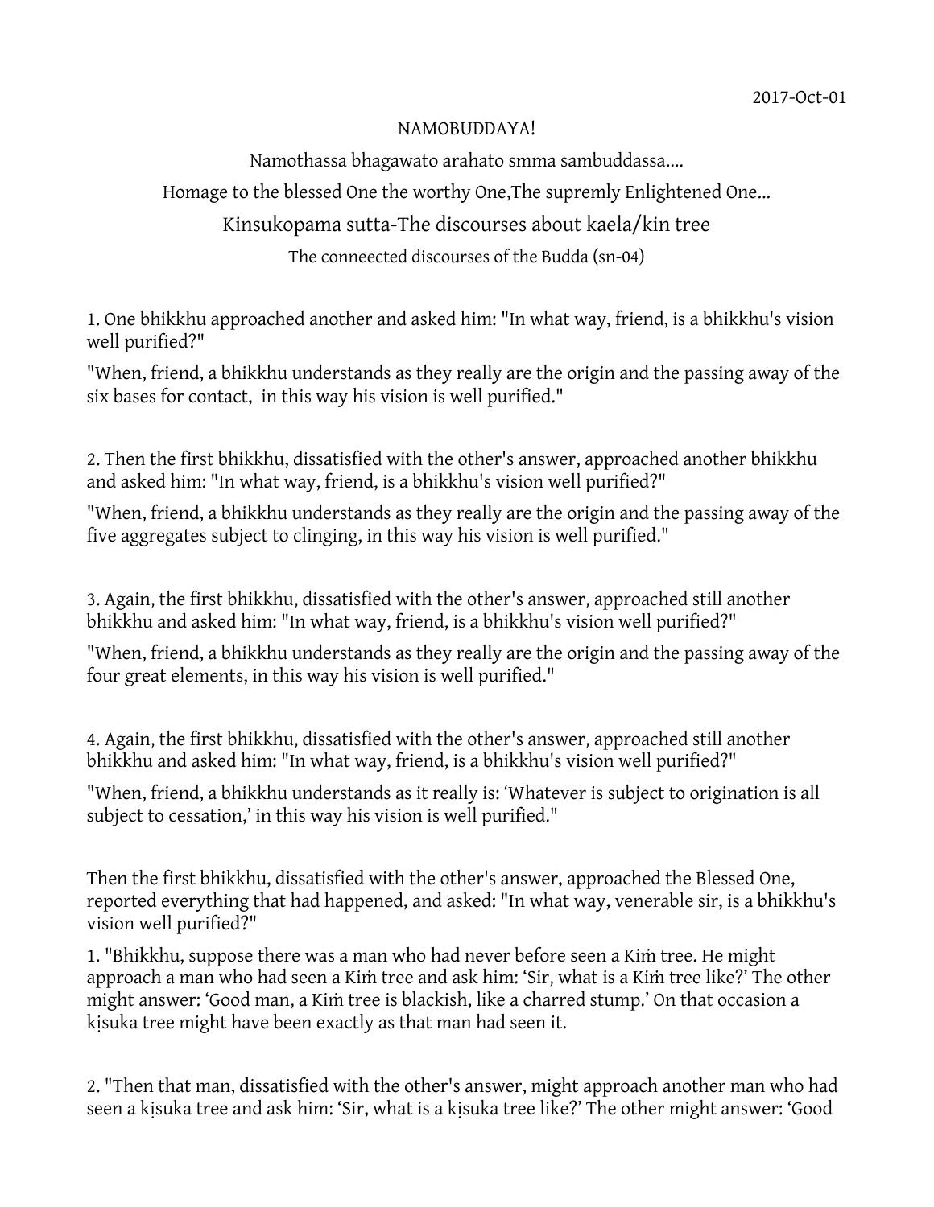2017-Oct-01

NAMOBUDDAYA!

Namothassa bhagawato arahato smma sambuddassa....

Homage to the blessed One the worthy One,The supremly Enlightened One...

## Kinsukopama sutta-The discourses about kaela/kin tree

The conneected discourses of the Budda (sn-04)

1. One bhikkhu approached another and asked him: "In what way, friend, is a bhikkhu's vision well purified?"

"When, friend, a bhikkhu understands as they really are the origin and the passing away of the six bases for contact, in this way his vision is well purified."

2. Then the first bhikkhu, dissatisfied with the other's answer, approached another bhikkhu and asked him: "In what way, friend, is a bhikkhu's vision well purified?"

"When, friend, a bhikkhu understands as they really are the origin and the passing away of the five aggregates subject to clinging, in this way his vision is well purified."

3. Again, the first bhikkhu, dissatisfied with the other's answer, approached still another bhikkhu and asked him: "In what way, friend, is a bhikkhu's vision well purified?"

"When, friend, a bhikkhu understands as they really are the origin and the passing away of the four great elements, in this way his vision is well purified."

4. Again, the first bhikkhu, dissatisfied with the other's answer, approached still another bhikkhu and asked him: "In what way, friend, is a bhikkhu's vision well purified?"

"When, friend, a bhikkhu understands as it really is: 'Whatever is subject to origination is all subject to cessation,' in this way his vision is well purified."

Then the first bhikkhu, dissatisfied with the other's answer, approached the Blessed One, reported everything that had happened, and asked: "In what way, venerable sir, is a bhikkhu's vision well purified?"

1. "Bhikkhu, suppose there was a man who had never before seen a Kiṁ tree. He might approach a man who had seen a Kiṁ tree and ask him: 'Sir, what is a Kiṁ tree like?' The other might answer: 'Good man, a Kiṁ tree is blackish, like a charred stump.' On that occasion a kịsuka tree might have been exactly as that man had seen it.

2. "Then that man, dissatisfied with the other's answer, might approach another man who had seen a kịsuka tree and ask him: 'Sir, what is a kịsuka tree like?' The other might answer: 'Good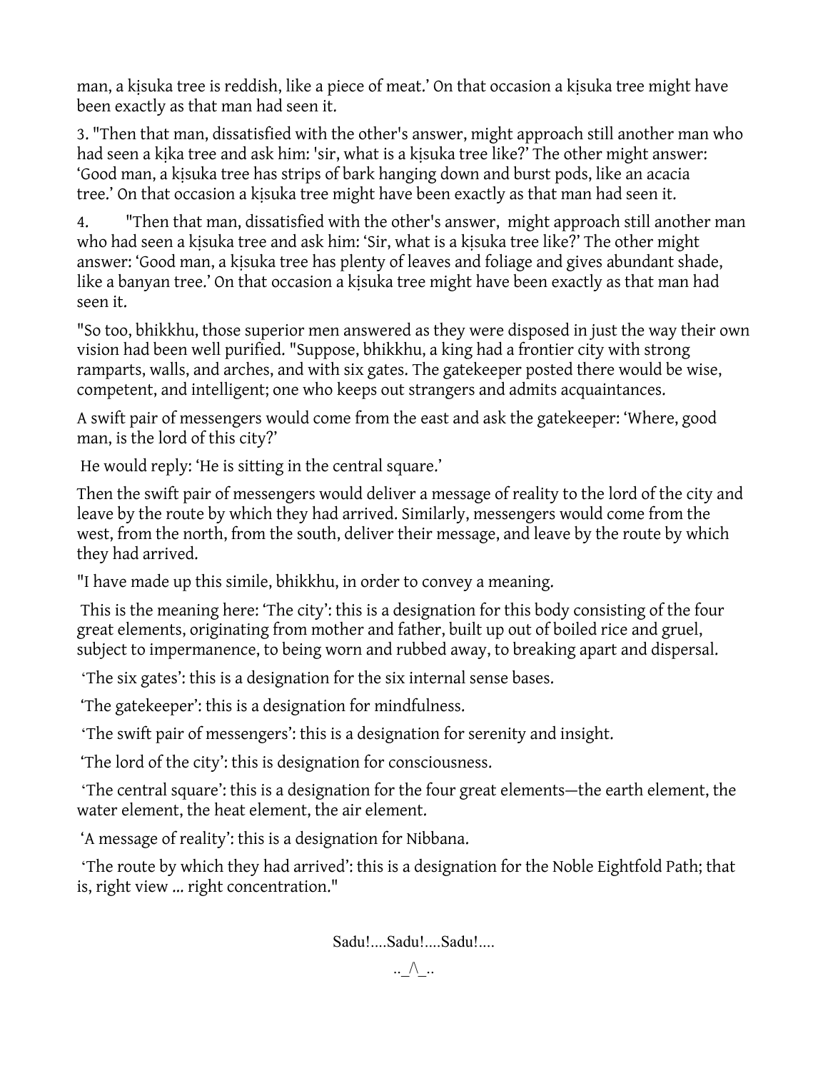man, a kịsuka tree is reddish, like a piece of meat.' On that occasion a kịsuka tree might have been exactly as that man had seen it.

3. "Then that man, dissatisfied with the other's answer, might approach still another man who had seen a kịka tree and ask him: 'sir, what is a kịsuka tree like?' The other might answer: 'Good man, a kịsuka tree has strips of bark hanging down and burst pods, like an acacia tree.' On that occasion a kịsuka tree might have been exactly as that man had seen it.

4. "Then that man, dissatisfied with the other's answer, might approach still another man who had seen a kịsuka tree and ask him: 'Sir, what is a kịsuka tree like?' The other might answer: 'Good man, a kịsuka tree has plenty of leaves and foliage and gives abundant shade, like a banyan tree.' On that occasion a kịsuka tree might have been exactly as that man had seen it.

"So too, bhikkhu, those superior men answered as they were disposed in just the way their own vision had been well purified. "Suppose, bhikkhu, a king had a frontier city with strong ramparts, walls, and arches, and with six gates. The gatekeeper posted there would be wise, competent, and intelligent; one who keeps out strangers and admits acquaintances.

A swift pair of messengers would come from the east and ask the gatekeeper: 'Where, good man, is the lord of this city?'

He would reply: 'He is sitting in the central square.'

Then the swift pair of messengers would deliver a message of reality to the lord of the city and leave by the route by which they had arrived. Similarly, messengers would come from the west, from the north, from the south, deliver their message, and leave by the route by which they had arrived.

"I have made up this simile, bhikkhu, in order to convey a meaning.

This is the meaning here: 'The city': this is a designation for this body consisting of the four great elements, originating from mother and father, built up out of boiled rice and gruel, subject to impermanence, to being worn and rubbed away, to breaking apart and dispersal.

'The six gates': this is a designation for the six internal sense bases.

'The gatekeeper': this is a designation for mindfulness.

'The swift pair of messengers': this is a designation for serenity and insight.

'The lord of the city': this is designation for consciousness.

'The central square': this is a designation for the four great elements—the earth element, the water element, the heat element, the air element.

'A message of reality': this is a designation for Nibbana.

'The route by which they had arrived': this is a designation for the Noble Eightfold Path; that is, right view ... right concentration."

Sadu!....Sadu!....Sadu!....

.._/\_..